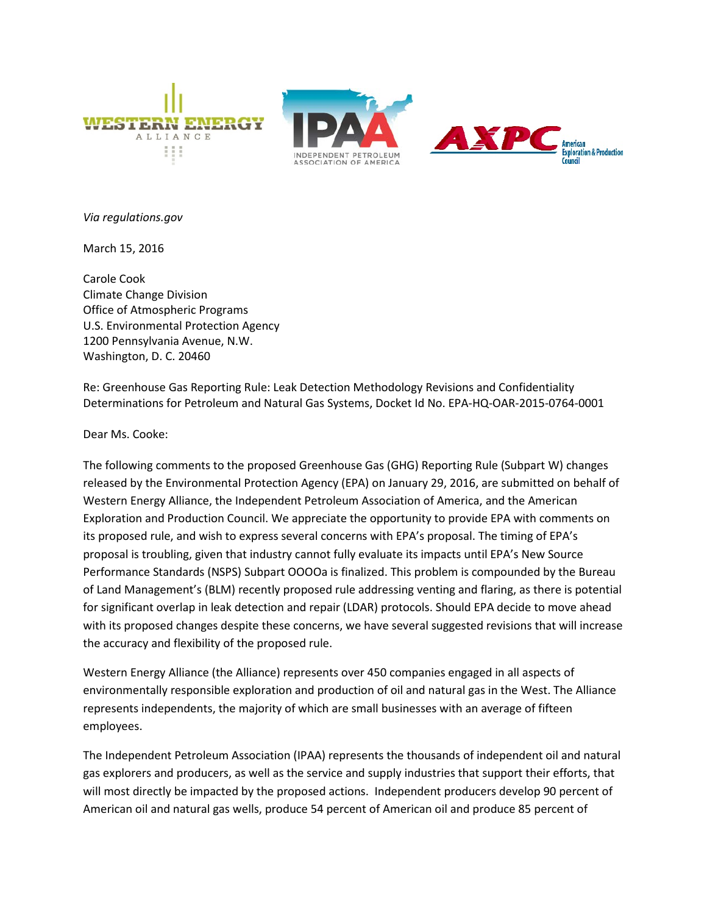*Via regulations.gov*

March 15, 2016

Carole Cook
Climate Change Division
Office of Atmospheric Programs
U.S. Environmental Protection Agency
1200 Pennsylvania Avenue, N.W.
Washington, D. C. 20460

Re: Greenhouse Gas Reporting Rule: Leak Detection Methodology Revisions and Confidentiality Determinations for Petroleum and Natural Gas Systems, Docket Id No. EPA-HQ-OAR-2015-0764-0001

Dear Ms. Cooke:

The following comments to the proposed Greenhouse Gas (GHG) Reporting Rule (Subpart W) changes released by the Environmental Protection Agency (EPA) on January 29, 2016, are submitted on behalf of Western Energy Alliance, the Independent Petroleum Association of America, and the American Exploration and Production Council. We appreciate the opportunity to provide EPA with comments on its proposed rule, and wish to express several concerns with EPA's proposal. The timing of EPA's proposal is troubling, given that industry cannot fully evaluate its impacts until EPA's New Source Performance Standards (NSPS) Subpart OOOOa is finalized. This problem is compounded by the Bureau of Land Management's (BLM) recently proposed rule addressing venting and flaring, as there is potential for significant overlap in leak detection and repair (LDAR) protocols. Should EPA decide to move ahead with its proposed changes despite these concerns, we have several suggested revisions that will increase the accuracy and flexibility of the proposed rule.

Western Energy Alliance (the Alliance) represents over 450 companies engaged in all aspects of environmentally responsible exploration and production of oil and natural gas in the West. The Alliance represents independents, the majority of which are small businesses with an average of fifteen employees.

The Independent Petroleum Association (IPAA) represents the thousands of independent oil and natural gas explorers and producers, as well as the service and supply industries that support their efforts, that will most directly be impacted by the proposed actions. Independent producers develop 90 percent of American oil and natural gas wells, produce 54 percent of American oil and produce 85 percent of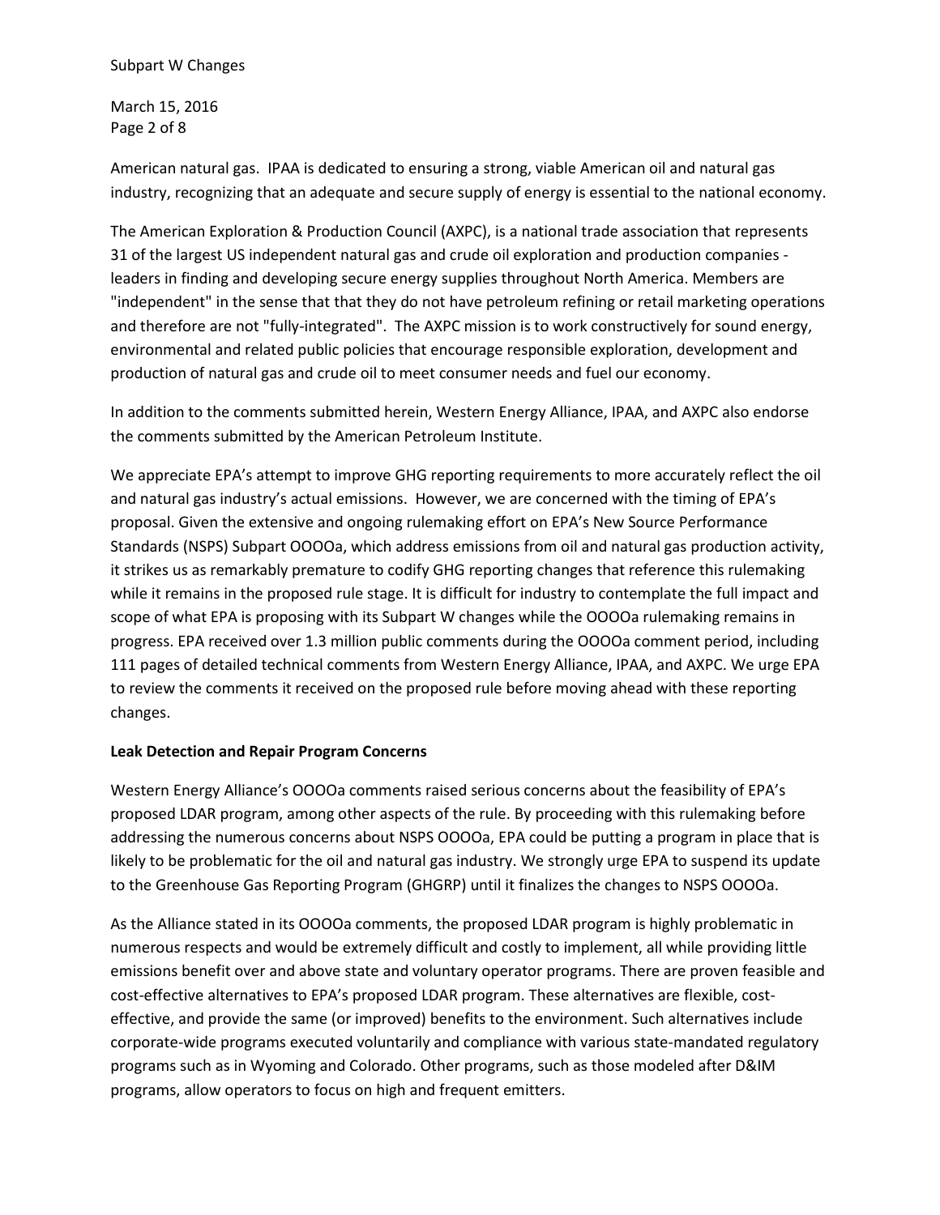American natural gas. IPAA is dedicated to ensuring a strong, viable American oil and natural gas industry, recognizing that an adequate and secure supply of energy is essential to the national economy.

The American Exploration & Production Council (AXPC), is a national trade association that represents 31 of the largest US independent natural gas and crude oil exploration and production companies - leaders in finding and developing secure energy supplies throughout North America. Members are "independent" in the sense that that they do not have petroleum refining or retail marketing operations and therefore are not "fully-integrated". The AXPC mission is to work constructively for sound energy, environmental and related public policies that encourage responsible exploration, development and production of natural gas and crude oil to meet consumer needs and fuel our economy.

In addition to the comments submitted herein, Western Energy Alliance, IPAA, and AXPC also endorse the comments submitted by the American Petroleum Institute.

We appreciate EPA's attempt to improve GHG reporting requirements to more accurately reflect the oil and natural gas industry's actual emissions. However, we are concerned with the timing of EPA's proposal. Given the extensive and ongoing rulemaking effort on EPA's New Source Performance Standards (NSPS) Subpart OOOOa, which address emissions from oil and natural gas production activity, it strikes us as remarkably premature to codify GHG reporting changes that reference this rulemaking while it remains in the proposed rule stage. It is difficult for industry to contemplate the full impact and scope of what EPA is proposing with its Subpart W changes while the OOOOa rulemaking remains in progress. EPA received over 1.3 million public comments during the OOOOa comment period, including 111 pages of detailed technical comments from Western Energy Alliance, IPAA, and AXPC. We urge EPA to review the comments it received on the proposed rule before moving ahead with these reporting changes.

**Leak Detection and Repair Program Concerns**

Western Energy Alliance's OOOOa comments raised serious concerns about the feasibility of EPA's proposed LDAR program, among other aspects of the rule. By proceeding with this rulemaking before addressing the numerous concerns about NSPS OOOOa, EPA could be putting a program in place that is likely to be problematic for the oil and natural gas industry. We strongly urge EPA to suspend its update to the Greenhouse Gas Reporting Program (GHGRP) until it finalizes the changes to NSPS OOOOa.

As the Alliance stated in its OOOOa comments, the proposed LDAR program is highly problematic in numerous respects and would be extremely difficult and costly to implement, all while providing little emissions benefit over and above state and voluntary operator programs. There are proven feasible and cost-effective alternatives to EPA's proposed LDAR program. These alternatives are flexible, cost-effective, and provide the same (or improved) benefits to the environment. Such alternatives include corporate-wide programs executed voluntarily and compliance with various state-mandated regulatory programs such as in Wyoming and Colorado. Other programs, such as those modeled after D&IM programs, allow operators to focus on high and frequent emitters.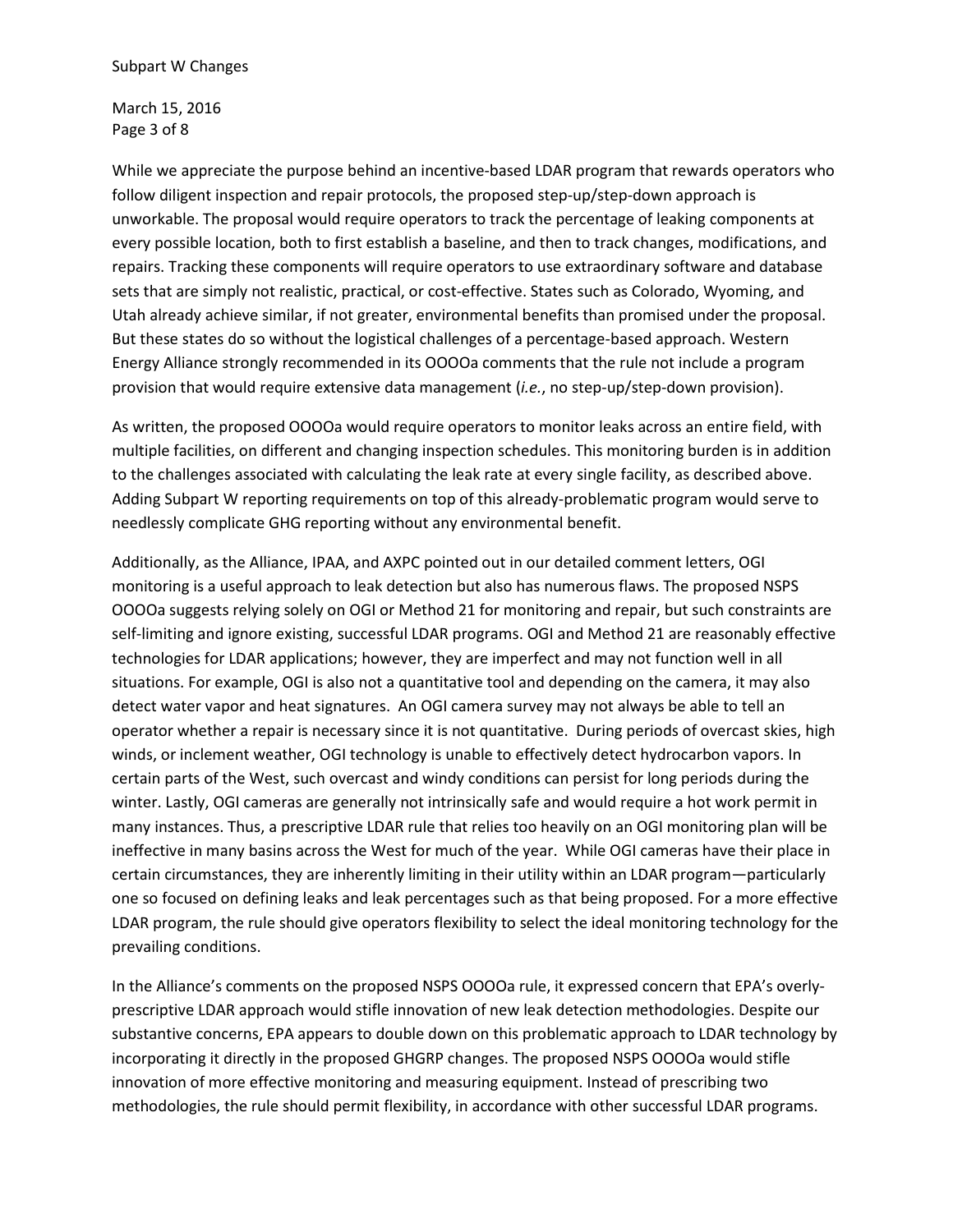While we appreciate the purpose behind an incentive-based LDAR program that rewards operators who follow diligent inspection and repair protocols, the proposed step-up/step-down approach is unworkable. The proposal would require operators to track the percentage of leaking components at every possible location, both to first establish a baseline, and then to track changes, modifications, and repairs. Tracking these components will require operators to use extraordinary software and database sets that are simply not realistic, practical, or cost-effective. States such as Colorado, Wyoming, and Utah already achieve similar, if not greater, environmental benefits than promised under the proposal. But these states do so without the logistical challenges of a percentage-based approach. Western Energy Alliance strongly recommended in its OOOOa comments that the rule not include a program provision that would require extensive data management (*i.e.*, no step-up/step-down provision).

As written, the proposed OOOOa would require operators to monitor leaks across an entire field, with multiple facilities, on different and changing inspection schedules. This monitoring burden is in addition to the challenges associated with calculating the leak rate at every single facility, as described above. Adding Subpart W reporting requirements on top of this already-problematic program would serve to needlessly complicate GHG reporting without any environmental benefit.

Additionally, as the Alliance, IPAA, and AXPC pointed out in our detailed comment letters, OGI monitoring is a useful approach to leak detection but also has numerous flaws. The proposed NSPS OOOOa suggests relying solely on OGI or Method 21 for monitoring and repair, but such constraints are self-limiting and ignore existing, successful LDAR programs. OGI and Method 21 are reasonably effective technologies for LDAR applications; however, they are imperfect and may not function well in all situations. For example, OGI is also not a quantitative tool and depending on the camera, it may also detect water vapor and heat signatures. An OGI camera survey may not always be able to tell an operator whether a repair is necessary since it is not quantitative. During periods of overcast skies, high winds, or inclement weather, OGI technology is unable to effectively detect hydrocarbon vapors. In certain parts of the West, such overcast and windy conditions can persist for long periods during the winter. Lastly, OGI cameras are generally not intrinsically safe and would require a hot work permit in many instances. Thus, a prescriptive LDAR rule that relies too heavily on an OGI monitoring plan will be ineffective in many basins across the West for much of the year. While OGI cameras have their place in certain circumstances, they are inherently limiting in their utility within an LDAR program—particularly one so focused on defining leaks and leak percentages such as that being proposed. For a more effective LDAR program, the rule should give operators flexibility to select the ideal monitoring technology for the prevailing conditions.

In the Alliance's comments on the proposed NSPS OOOOa rule, it expressed concern that EPA's overly-prescriptive LDAR approach would stifle innovation of new leak detection methodologies. Despite our substantive concerns, EPA appears to double down on this problematic approach to LDAR technology by incorporating it directly in the proposed GHGRP changes. The proposed NSPS OOOOa would stifle innovation of more effective monitoring and measuring equipment. Instead of prescribing two methodologies, the rule should permit flexibility, in accordance with other successful LDAR programs.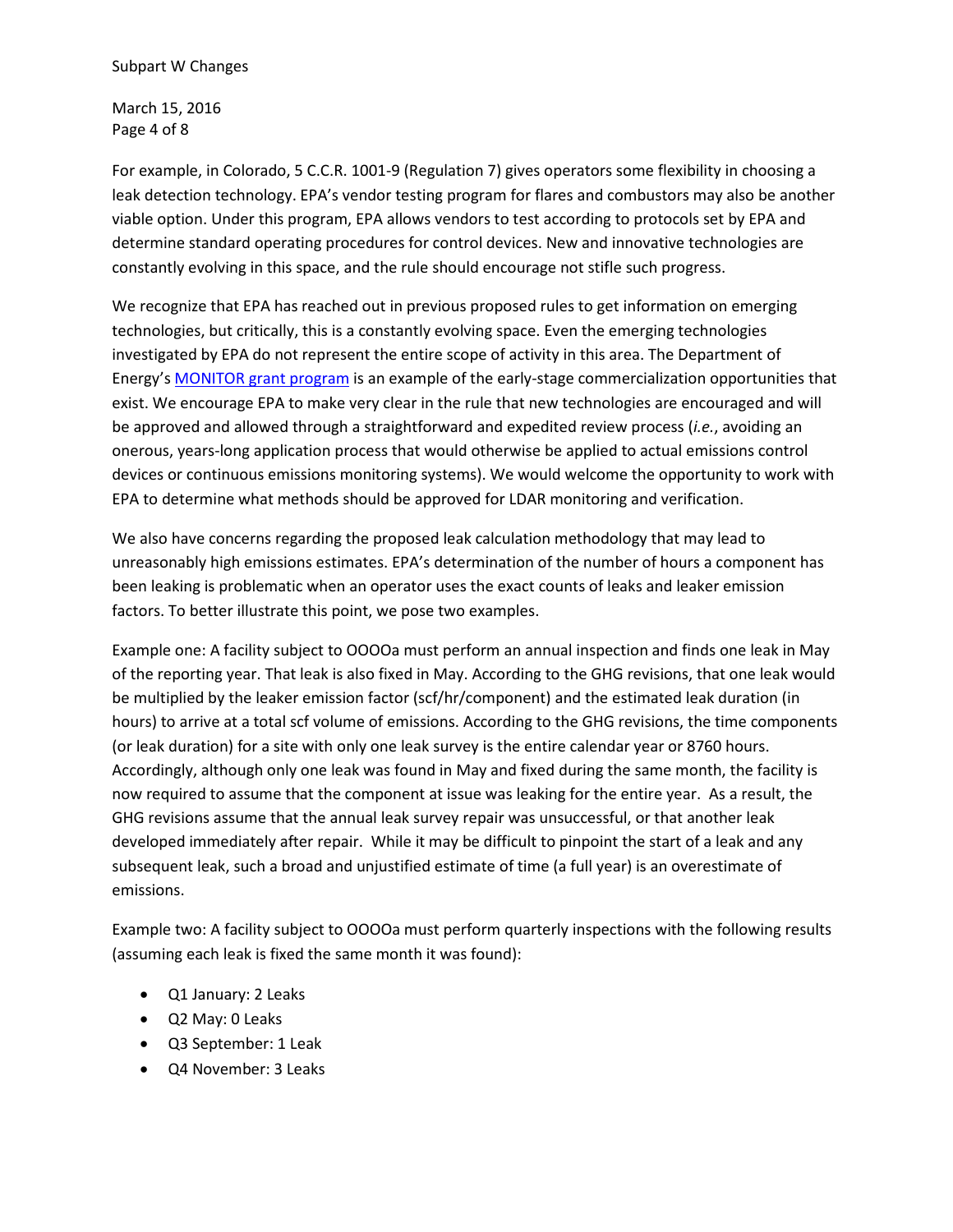For example, in Colorado, 5 C.C.R. 1001-9 (Regulation 7) gives operators some flexibility in choosing a leak detection technology. EPA's vendor testing program for flares and combustors may also be another viable option. Under this program, EPA allows vendors to test according to protocols set by EPA and determine standard operating procedures for control devices. New and innovative technologies are constantly evolving in this space, and the rule should encourage not stifle such progress.

We recognize that EPA has reached out in previous proposed rules to get information on emerging technologies, but critically, this is a constantly evolving space. Even the emerging technologies investigated by EPA do not represent the entire scope of activity in this area. The Department of Energy's MONITOR grant program is an example of the early-stage commercialization opportunities that exist. We encourage EPA to make very clear in the rule that new technologies are encouraged and will be approved and allowed through a straightforward and expedited review process (*i.e.*, avoiding an onerous, years-long application process that would otherwise be applied to actual emissions control devices or continuous emissions monitoring systems). We would welcome the opportunity to work with EPA to determine what methods should be approved for LDAR monitoring and verification.

We also have concerns regarding the proposed leak calculation methodology that may lead to unreasonably high emissions estimates. EPA's determination of the number of hours a component has been leaking is problematic when an operator uses the exact counts of leaks and leaker emission factors. To better illustrate this point, we pose two examples.

Example one: A facility subject to OOOOa must perform an annual inspection and finds one leak in May of the reporting year. That leak is also fixed in May. According to the GHG revisions, that one leak would be multiplied by the leaker emission factor (scf/hr/component) and the estimated leak duration (in hours) to arrive at a total scf volume of emissions. According to the GHG revisions, the time components (or leak duration) for a site with only one leak survey is the entire calendar year or 8760 hours. Accordingly, although only one leak was found in May and fixed during the same month, the facility is now required to assume that the component at issue was leaking for the entire year. As a result, the GHG revisions assume that the annual leak survey repair was unsuccessful, or that another leak developed immediately after repair. While it may be difficult to pinpoint the start of a leak and any subsequent leak, such a broad and unjustified estimate of time (a full year) is an overestimate of emissions.

Example two: A facility subject to OOOOa must perform quarterly inspections with the following results (assuming each leak is fixed the same month it was found):

- Q1 January: 2 Leaks
- Q2 May: 0 Leaks
- Q3 September: 1 Leak
- Q4 November: 3 Leaks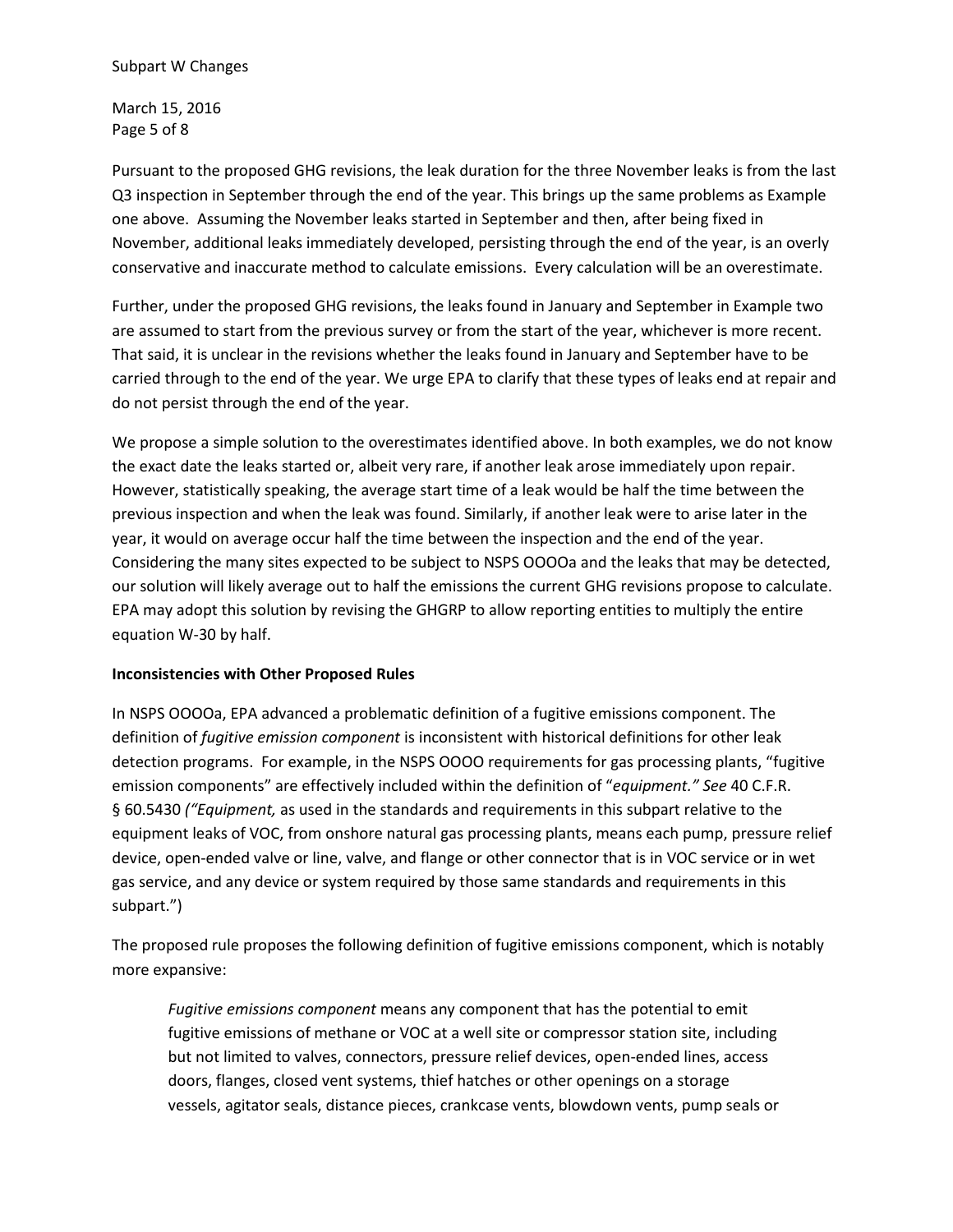Pursuant to the proposed GHG revisions, the leak duration for the three November leaks is from the last Q3 inspection in September through the end of the year. This brings up the same problems as Example one above. Assuming the November leaks started in September and then, after being fixed in November, additional leaks immediately developed, persisting through the end of the year, is an overly conservative and inaccurate method to calculate emissions. Every calculation will be an overestimate.

Further, under the proposed GHG revisions, the leaks found in January and September in Example two are assumed to start from the previous survey or from the start of the year, whichever is more recent. That said, it is unclear in the revisions whether the leaks found in January and September have to be carried through to the end of the year. We urge EPA to clarify that these types of leaks end at repair and do not persist through the end of the year.

We propose a simple solution to the overestimates identified above. In both examples, we do not know the exact date the leaks started or, albeit very rare, if another leak arose immediately upon repair. However, statistically speaking, the average start time of a leak would be half the time between the previous inspection and when the leak was found. Similarly, if another leak were to arise later in the year, it would on average occur half the time between the inspection and the end of the year. Considering the many sites expected to be subject to NSPS OOOOa and the leaks that may be detected, our solution will likely average out to half the emissions the current GHG revisions propose to calculate. EPA may adopt this solution by revising the GHGRP to allow reporting entities to multiply the entire equation W-30 by half.

**Inconsistencies with Other Proposed Rules**

In NSPS OOOOa, EPA advanced a problematic definition of a fugitive emissions component. The definition of *fugitive emission component* is inconsistent with historical definitions for other leak detection programs. For example, in the NSPS OOOO requirements for gas processing plants, "fugitive emission components" are effectively included within the definition of "*equipment." See* 40 C.F.R. § 60.5430 *("Equipment,* as used in the standards and requirements in this subpart relative to the equipment leaks of VOC, from onshore natural gas processing plants, means each pump, pressure relief device, open-ended valve or line, valve, and flange or other connector that is in VOC service or in wet gas service, and any device or system required by those same standards and requirements in this subpart.")

The proposed rule proposes the following definition of fugitive emissions component, which is notably more expansive:

> *Fugitive emissions component* means any component that has the potential to emit fugitive emissions of methane or VOC at a well site or compressor station site, including but not limited to valves, connectors, pressure relief devices, open-ended lines, access doors, flanges, closed vent systems, thief hatches or other openings on a storage vessels, agitator seals, distance pieces, crankcase vents, blowdown vents, pump seals or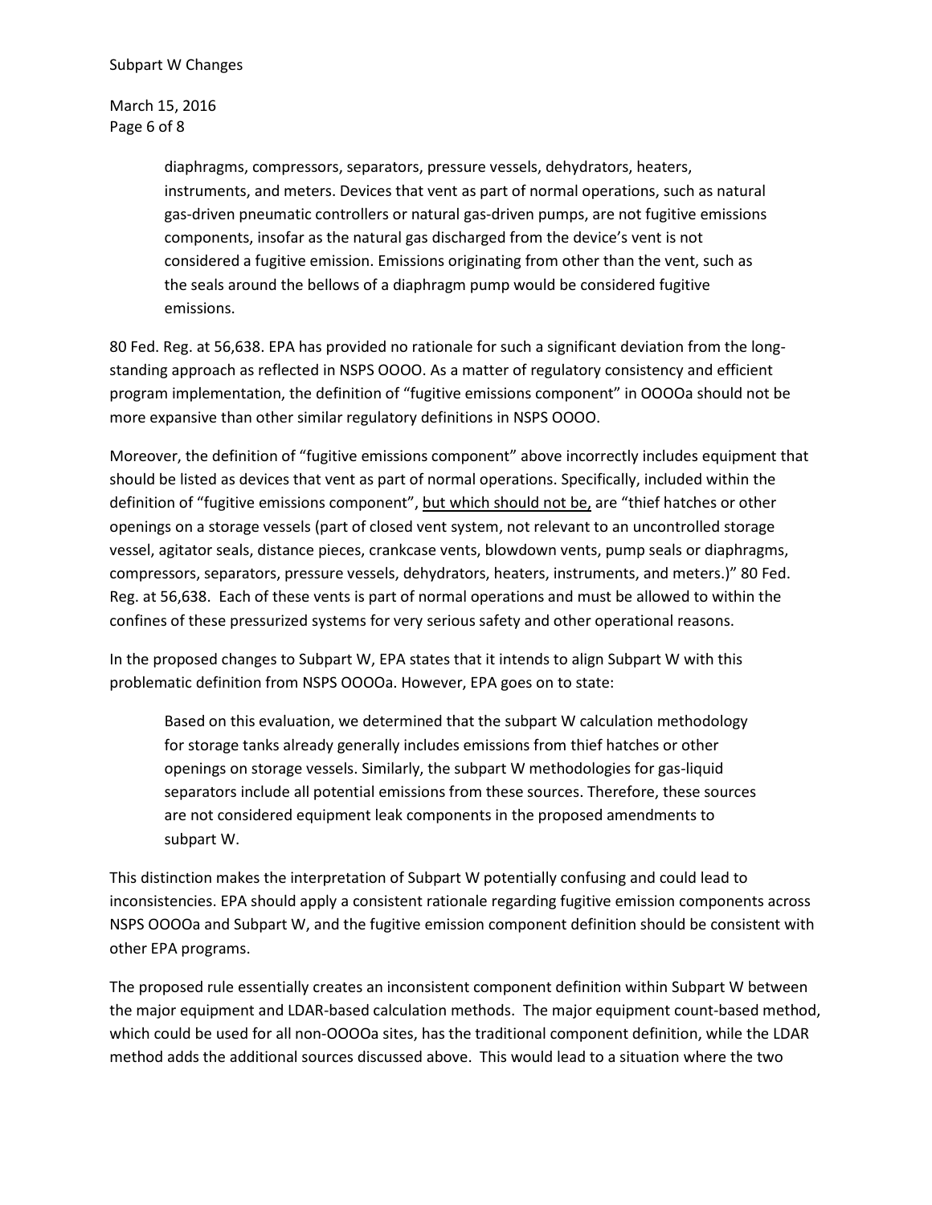> diaphragms, compressors, separators, pressure vessels, dehydrators, heaters, instruments, and meters. Devices that vent as part of normal operations, such as natural gas-driven pneumatic controllers or natural gas-driven pumps, are not fugitive emissions components, insofar as the natural gas discharged from the device's vent is not considered a fugitive emission. Emissions originating from other than the vent, such as the seals around the bellows of a diaphragm pump would be considered fugitive emissions.

80 Fed. Reg. at 56,638. EPA has provided no rationale for such a significant deviation from the long-standing approach as reflected in NSPS OOOO. As a matter of regulatory consistency and efficient program implementation, the definition of "fugitive emissions component" in OOOOa should not be more expansive than other similar regulatory definitions in NSPS OOOO.

Moreover, the definition of "fugitive emissions component" above incorrectly includes equipment that should be listed as devices that vent as part of normal operations. Specifically, included within the definition of "fugitive emissions component", <u>but which should not be,</u> are "thief hatches or other openings on a storage vessels (part of closed vent system, not relevant to an uncontrolled storage vessel, agitator seals, distance pieces, crankcase vents, blowdown vents, pump seals or diaphragms, compressors, separators, pressure vessels, dehydrators, heaters, instruments, and meters.)" 80 Fed. Reg. at 56,638. Each of these vents is part of normal operations and must be allowed to within the confines of these pressurized systems for very serious safety and other operational reasons.

In the proposed changes to Subpart W, EPA states that it intends to align Subpart W with this problematic definition from NSPS OOOOa. However, EPA goes on to state:

> Based on this evaluation, we determined that the subpart W calculation methodology for storage tanks already generally includes emissions from thief hatches or other openings on storage vessels. Similarly, the subpart W methodologies for gas-liquid separators include all potential emissions from these sources. Therefore, these sources are not considered equipment leak components in the proposed amendments to subpart W.

This distinction makes the interpretation of Subpart W potentially confusing and could lead to inconsistencies. EPA should apply a consistent rationale regarding fugitive emission components across NSPS OOOOa and Subpart W, and the fugitive emission component definition should be consistent with other EPA programs.

The proposed rule essentially creates an inconsistent component definition within Subpart W between the major equipment and LDAR-based calculation methods. The major equipment count-based method, which could be used for all non-OOOOa sites, has the traditional component definition, while the LDAR method adds the additional sources discussed above. This would lead to a situation where the two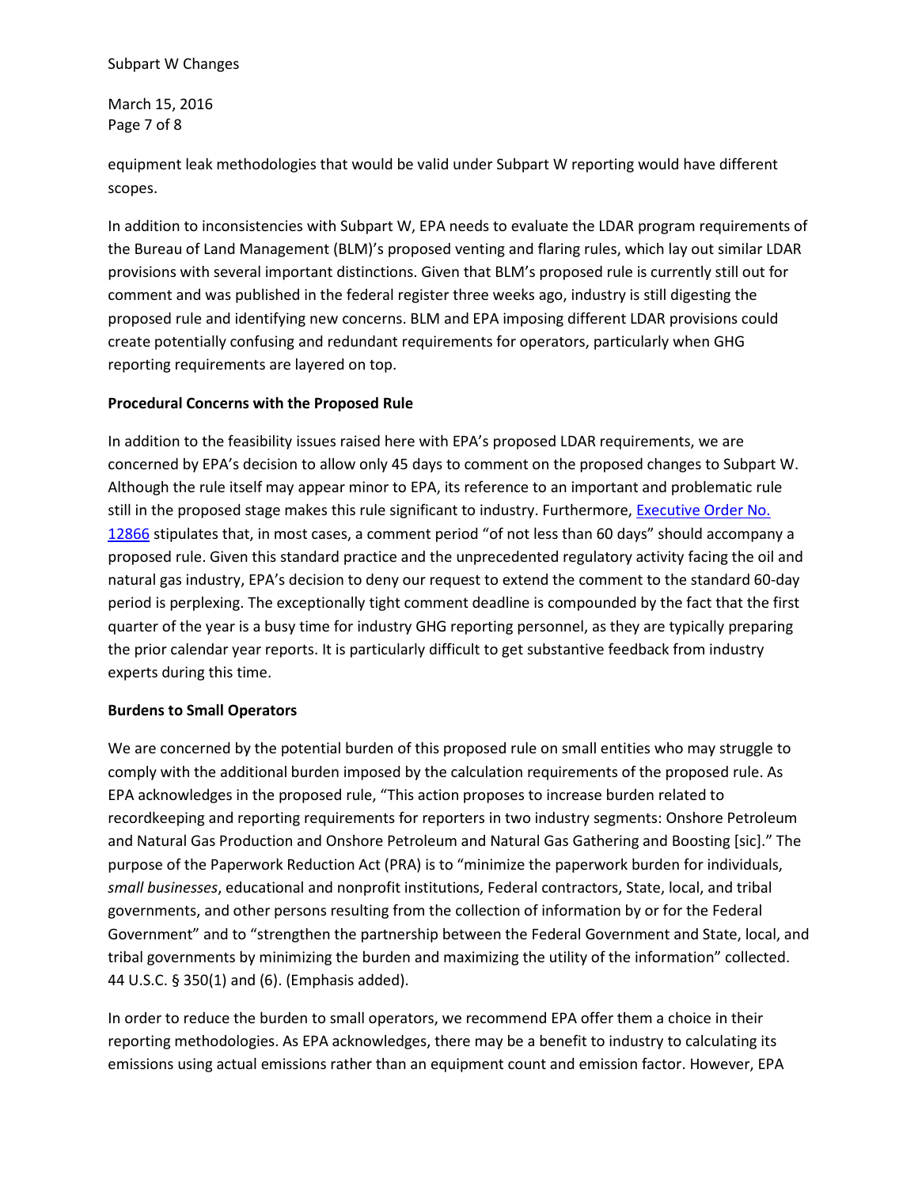equipment leak methodologies that would be valid under Subpart W reporting would have different scopes.

In addition to inconsistencies with Subpart W, EPA needs to evaluate the LDAR program requirements of the Bureau of Land Management (BLM)'s proposed venting and flaring rules, which lay out similar LDAR provisions with several important distinctions. Given that BLM's proposed rule is currently still out for comment and was published in the federal register three weeks ago, industry is still digesting the proposed rule and identifying new concerns. BLM and EPA imposing different LDAR provisions could create potentially confusing and redundant requirements for operators, particularly when GHG reporting requirements are layered on top.

**Procedural Concerns with the Proposed Rule**

In addition to the feasibility issues raised here with EPA's proposed LDAR requirements, we are concerned by EPA's decision to allow only 45 days to comment on the proposed changes to Subpart W. Although the rule itself may appear minor to EPA, its reference to an important and problematic rule still in the proposed stage makes this rule significant to industry. Furthermore, Executive Order No. 12866 stipulates that, in most cases, a comment period "of not less than 60 days" should accompany a proposed rule. Given this standard practice and the unprecedented regulatory activity facing the oil and natural gas industry, EPA's decision to deny our request to extend the comment to the standard 60-day period is perplexing. The exceptionally tight comment deadline is compounded by the fact that the first quarter of the year is a busy time for industry GHG reporting personnel, as they are typically preparing the prior calendar year reports. It is particularly difficult to get substantive feedback from industry experts during this time.

**Burdens to Small Operators**

We are concerned by the potential burden of this proposed rule on small entities who may struggle to comply with the additional burden imposed by the calculation requirements of the proposed rule. As EPA acknowledges in the proposed rule, "This action proposes to increase burden related to recordkeeping and reporting requirements for reporters in two industry segments: Onshore Petroleum and Natural Gas Production and Onshore Petroleum and Natural Gas Gathering and Boosting [sic]." The purpose of the Paperwork Reduction Act (PRA) is to "minimize the paperwork burden for individuals, *small businesses*, educational and nonprofit institutions, Federal contractors, State, local, and tribal governments, and other persons resulting from the collection of information by or for the Federal Government" and to "strengthen the partnership between the Federal Government and State, local, and tribal governments by minimizing the burden and maximizing the utility of the information" collected. 44 U.S.C. § 350(1) and (6). (Emphasis added).

In order to reduce the burden to small operators, we recommend EPA offer them a choice in their reporting methodologies. As EPA acknowledges, there may be a benefit to industry to calculating its emissions using actual emissions rather than an equipment count and emission factor. However, EPA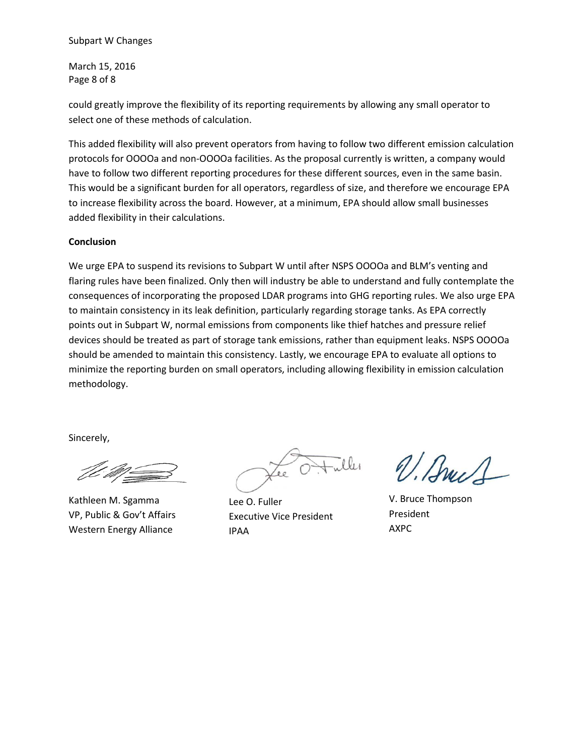could greatly improve the flexibility of its reporting requirements by allowing any small operator to select one of these methods of calculation.

This added flexibility will also prevent operators from having to follow two different emission calculation protocols for OOOOa and non-OOOOa facilities. As the proposal currently is written, a company would have to follow two different reporting procedures for these different sources, even in the same basin. This would be a significant burden for all operators, regardless of size, and therefore we encourage EPA to increase flexibility across the board. However, at a minimum, EPA should allow small businesses added flexibility in their calculations.

**Conclusion**

We urge EPA to suspend its revisions to Subpart W until after NSPS OOOOa and BLM's venting and flaring rules have been finalized. Only then will industry be able to understand and fully contemplate the consequences of incorporating the proposed LDAR programs into GHG reporting rules. We also urge EPA to maintain consistency in its leak definition, particularly regarding storage tanks. As EPA correctly points out in Subpart W, normal emissions from components like thief hatches and pressure relief devices should be treated as part of storage tank emissions, rather than equipment leaks. NSPS OOOOa should be amended to maintain this consistency. Lastly, we encourage EPA to evaluate all options to minimize the reporting burden on small operators, including allowing flexibility in emission calculation methodology.

Sincerely,

Kathleen M. Sgamma
VP, Public & Gov't Affairs
Western Energy Alliance

Lee O. Fuller
Executive Vice President
IPAA

V. Bruce Thompson
President
AXPC